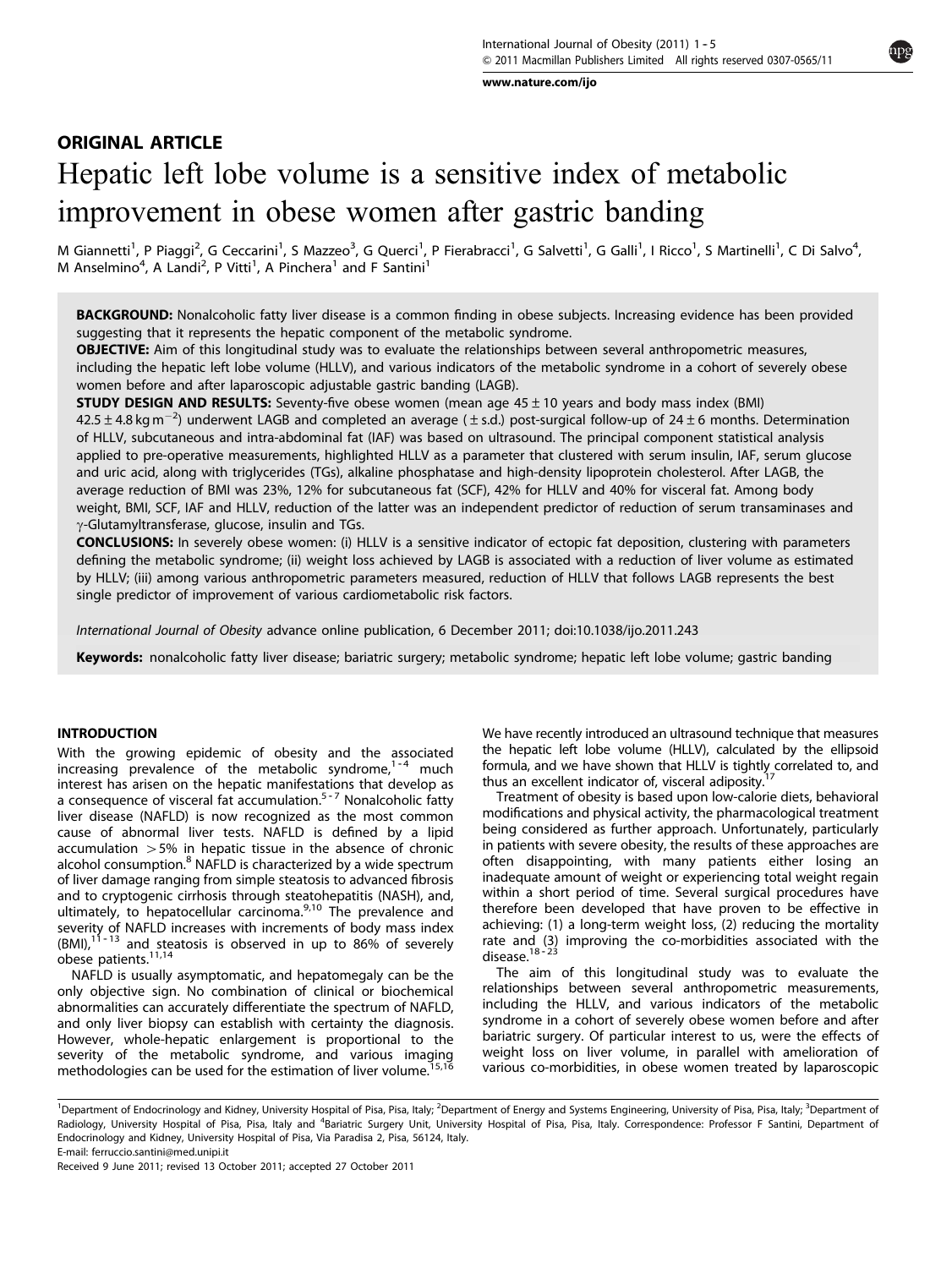## ORIGINAL ARTICLE

# Hepatic left lobe volume is a sensitive index of metabolic improvement in obese women after gastric banding

M Giannetti[1], P Piaggi[2], G Ceccarini[1], S Mazzeo[3], G Querci[1], P Fierabracci[1], G Salvetti[1], G Galli[1], I Ricco[1], S Martinelli[1], C Di Salvo[4], M Anselmino[4], A Landi[2], P Vitti[1], A Pinchera[1] and F Santini[1]

**BACKGROUND:** Nonalcoholic fatty liver disease is a common finding in obese subjects. Increasing evidence has been provided suggesting that it represents the hepatic component of the metabolic syndrome.

**OBJECTIVE:** Aim of this longitudinal study was to evaluate the relationships between several anthropometric measures, including the hepatic left lobe volume (HLLV), and various indicators of the metabolic syndrome in a cohort of severely obese women before and after laparoscopic adjustable gastric banding (LAGB).

**STUDY DESIGN AND RESULTS:** Seventy-five obese women (mean age 45 ± 10 years and body mass index (BMI) 42.5 ± 4.8 kg m$^{-2}$) underwent LAGB and completed an average ( ± s.d.) post-surgical follow-up of 24 ± 6 months. Determination of HLLV, subcutaneous and intra-abdominal fat (IAF) was based on ultrasound. The principal component statistical analysis applied to pre-operative measurements, highlighted HLLV as a parameter that clustered with serum insulin, IAF, serum glucose and uric acid, along with triglycerides (TGs), alkaline phosphatase and high-density lipoprotein cholesterol. After LAGB, the average reduction of BMI was 23%, 12% for subcutaneous fat (SCF), 42% for HLLV and 40% for visceral fat. Among body weight, BMI, SCF, IAF and HLLV, reduction of the latter was an independent predictor of reduction of serum transaminases and γ-Glutamyltransferase, glucose, insulin and TGs.

**CONCLUSIONS:** In severely obese women: (i) HLLV is a sensitive indicator of ectopic fat deposition, clustering with parameters defining the metabolic syndrome; (ii) weight loss achieved by LAGB is associated with a reduction of liver volume as estimated by HLLV; (iii) among various anthropometric parameters measured, reduction of HLLV that follows LAGB represents the best single predictor of improvement of various cardiometabolic risk factors.

*International Journal of Obesity* advance online publication, 6 December 2011; doi:10.1038/ijo.2011.243

**Keywords:** nonalcoholic fatty liver disease; bariatric surgery; metabolic syndrome; hepatic left lobe volume; gastric banding

## INTRODUCTION

With the growing epidemic of obesity and the associated increasing prevalence of the metabolic syndrome,[1-4] much interest has arisen on the hepatic manifestations that develop as a consequence of visceral fat accumulation.[5-7] Nonalcoholic fatty liver disease (NAFLD) is now recognized as the most common cause of abnormal liver tests. NAFLD is defined by a lipid accumulation >5% in hepatic tissue in the absence of chronic alcohol consumption.[8] NAFLD is characterized by a wide spectrum of liver damage ranging from simple steatosis to advanced fibrosis and to cryptogenic cirrhosis through steatohepatitis (NASH), and, ultimately, to hepatocellular carcinoma.[9,10] The prevalence and severity of NAFLD increases with increments of body mass index (BMI),[11-13] and steatosis is observed in up to 86% of severely obese patients.[11,14]

NAFLD is usually asymptomatic, and hepatomegaly can be the only objective sign. No combination of clinical or biochemical abnormalities can accurately differentiate the spectrum of NAFLD, and only liver biopsy can establish with certainty the diagnosis. However, whole-hepatic enlargement is proportional to the severity of the metabolic syndrome, and various imaging methodologies can be used for the estimation of liver volume.[15,16] We have recently introduced an ultrasound technique that measures the hepatic left lobe volume (HLLV), calculated by the ellipsoid formula, and we have shown that HLLV is tightly correlated to, and thus an excellent indicator of, visceral adiposity.[17]

Treatment of obesity is based upon low-calorie diets, behavioral modifications and physical activity, the pharmacological treatment being considered as further approach. Unfortunately, particularly in patients with severe obesity, the results of these approaches are often disappointing, with many patients either losing an inadequate amount of weight or experiencing total weight regain within a short period of time. Several surgical procedures have therefore been developed that have proven to be effective in achieving: (1) a long-term weight loss, (2) reducing the mortality rate and (3) improving the co-morbidities associated with the disease.[18-23]

The aim of this longitudinal study was to evaluate the relationships between several anthropometric measurements, including the HLLV, and various indicators of the metabolic syndrome in a cohort of severely obese women before and after bariatric surgery. Of particular interest to us, were the effects of weight loss on liver volume, in parallel with amelioration of various co-morbidities, in obese women treated by laparoscopic

[1]Department of Endocrinology and Kidney, University Hospital of Pisa, Pisa, Italy; [2]Department of Energy and Systems Engineering, University of Pisa, Pisa, Italy; [3]Department of Radiology, University Hospital of Pisa, Pisa, Italy and [4]Bariatric Surgery Unit, University Hospital of Pisa, Pisa, Italy. Correspondence: Professor F Santini, Department of Endocrinology and Kidney, University Hospital of Pisa, Via Paradisa 2, Pisa, 56124, Italy.
E-mail: ferruccio.santini@med.unipi.it

Received 9 June 2011; revised 13 October 2011; accepted 27 October 2011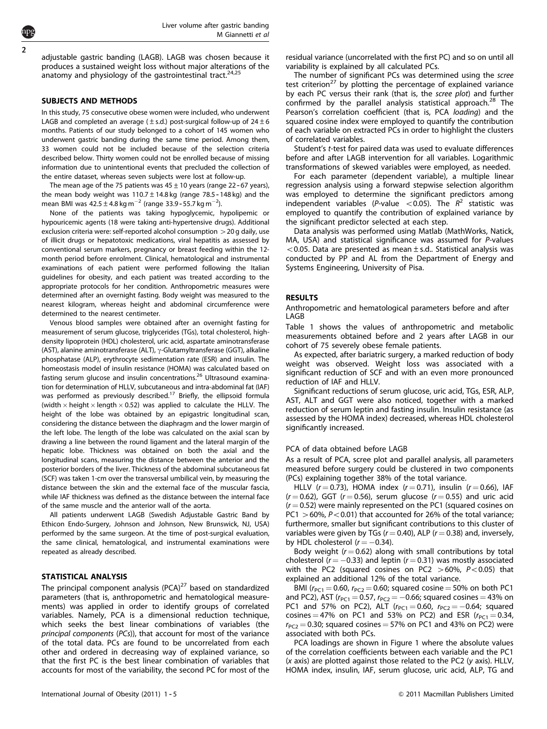adjustable gastric banding (LAGB). LAGB was chosen because it produces a sustained weight loss without major alterations of the anatomy and physiology of the gastrointestinal tract.[24,25]

## SUBJECTS AND METHODS

In this study, 75 consecutive obese women were included, who underwent LAGB and completed an average ($\pm$ s.d.) post-surgical follow-up of $24 \pm 6$ months. Patients of our study belonged to a cohort of 145 women who underwent gastric banding during the same time period. Among them, 33 women could not be included because of the selection criteria described below. Thirty women could not be enrolled because of missing information due to unintentional events that precluded the collection of the entire dataset, whereas seven subjects were lost at follow-up.

The mean age of the 75 patients was $45 \pm 10$ years (range 22 - 67 years), the mean body weight was $110.7 \pm 14.8$ kg (range 78.5 - 148 kg) and the mean BMI was $42.5 \pm 4.8$ kg m$^{-2}$ (range 33.9 - 55.7 kg m$^{-2}$).

None of the patients was taking hypoglycemic, hypolipemic or hypouricemic agents (18 were taking anti-hypertensive drugs). Additional exclusion criteria were: self-reported alcohol consumption $>20$ g daily, use of illicit drugs or hepatotoxic medications, viral hepatitis as assessed by conventional serum markers, pregnancy or breast feeding within the 12-month period before enrolment. Clinical, hematological and instrumental examinations of each patient were performed following the Italian guidelines for obesity, and each patient was treated according to the appropriate protocols for her condition. Anthropometric measures were determined after an overnight fasting. Body weight was measured to the nearest kilogram, whereas height and abdominal circumference were determined to the nearest centimeter.

Venous blood samples were obtained after an overnight fasting for measurement of serum glucose, triglycerides (TGs), total cholesterol, high-density lipoprotein (HDL) cholesterol, uric acid, aspartate aminotransferase (AST), alanine aminotransferase (ALT), $\gamma$-Glutamyltransferase (GGT), alkaline phosphatase (ALP), erythrocyte sedimentation rate (ESR) and insulin. The homeostasis model of insulin resistance (HOMA) was calculated based on fasting serum glucose and insulin concentrations.[26] Ultrasound examination for determination of HLLV, subcutaneous and intra-abdominal fat (IAF) was performed as previously described.[17] Briefly, the ellipsoid formula (width $\times$ height $\times$ length $\times$ 0.52) was applied to calculate the HLLV. The height of the lobe was obtained by an epigastric longitudinal scan, considering the distance between the diaphragm and the lower margin of the left lobe. The length of the lobe was calculated on the axial scan by drawing a line between the round ligament and the lateral margin of the hepatic lobe. Thickness was obtained on both the axial and the longitudinal scans, measuring the distance between the anterior and the posterior borders of the liver. Thickness of the abdominal subcutaneous fat (SCF) was taken 1-cm over the transversal umbilical vein, by measuring the distance between the skin and the external face of the muscular fascia, while IAF thickness was defined as the distance between the internal face of the same muscle and the anterior wall of the aorta.

All patients underwent LAGB (Swedish Adjustable Gastric Band by Ethicon Endo-Surgery, Johnson and Johnson, New Brunswick, NJ, USA) performed by the same surgeon. At the time of post-surgical evaluation, the same clinical, hematological, and instrumental examinations were repeated as already described.

## STATISTICAL ANALYSIS

The principal component analysis (PCA)[27] based on standardized parameters (that is, anthropometric and hematological measurements) was applied in order to identify groups of correlated variables. Namely, PCA is a dimensional reduction technique, which seeks the best linear combinations of variables (the *principal components* (*PCs*)), that account for most of the variance of the total data. PCs are found to be uncorrelated from each other and ordered in decreasing way of explained variance, so that the first PC is the best linear combination of variables that accounts for most of the variability, the second PC for most of the residual variance (uncorrelated with the first PC) and so on until all variability is explained by all calculated PCs.

The number of significant PCs was determined using the *scree* test criterion[27] by plotting the percentage of explained variance by each PC versus their rank (that is, the *scree plot*) and further confirmed by the parallel analysis statistical approach.[28] The Pearson's correlation coefficient (that is, PCA *loading*) and the squared cosine index were employed to quantify the contribution of each variable on extracted PCs in order to highlight the clusters of correlated variables.

Student's *t*-test for paired data was used to evaluate differences before and after LAGB intervention for all variables. Logarithmic transformations of skewed variables were employed, as needed.

For each parameter (dependent variable), a multiple linear regression analysis using a forward stepwise selection algorithm was employed to determine the significant predictors among independent variables (*P*-value $<0.05$). The $R^2$ statistic was employed to quantify the contribution of explained variance by the significant predictor selected at each step.

Data analysis was performed using Matlab (MathWorks, Natick, MA, USA) and statistical significance was assumed for *P*-values $<0.05$. Data are presented as mean $\pm$ s.d.. Statistical analysis was conducted by PP and AL from the Department of Energy and Systems Engineering, University of Pisa.

## RESULTS

### Anthropometric and hematological parameters before and after LAGB

Table 1 shows the values of anthropometric and metabolic measurements obtained before and 2 years after LAGB in our cohort of 75 severely obese female patients.

As expected, after bariatric surgery, a marked reduction of body weight was observed. Weight loss was associated with a significant reduction of SCF and with an even more pronounced reduction of IAF and HLLV.

Significant reductions of serum glucose, uric acid, TGs, ESR, ALP, AST, ALT and GGT were also noticed, together with a marked reduction of serum leptin and fasting insulin. Insulin resistance (as assessed by the HOMA index) decreased, whereas HDL cholesterol significantly increased.

### PCA of data obtained before LAGB

As a result of PCA, scree plot and parallel analysis, all parameters measured before surgery could be clustered in two components (PCs) explaining together 38% of the total variance.

HLLV ($r=0.73$), HOMA index ($r=0.71$), insulin ($r=0.66$), IAF ($r=0.62$), GGT ($r=0.56$), serum glucose ($r=0.55$) and uric acid ($r=0.52$) were mainly represented on the PC1 (squared cosines on PC1 $>60\%$, $P<0.01$) that accounted for 26% of the total variance; furthermore, smaller but significant contributions to this cluster of variables were given by TGs ($r=0.40$), ALP ($r=0.38$) and, inversely, by HDL cholesterol ($r=-0.34$).

Body weight ($r=0.62$) along with small contributions by total cholesterol ($r=-0.33$) and leptin ($r=0.31$) was mostly associated with the PC2 (squared cosines on PC2 $>60\%$, $P<0.05$) that explained an additional 12% of the total variance.

BMI ($r_{PC1}=0.60$, $r_{PC2}=0.60$; squared cosine = 50% on both PC1 and PC2), AST ($r_{PC1}=0.57$, $r_{PC2}=-0.66$; squared cosines = 43% on PC1 and 57% on PC2), ALT ($r_{PC1}=0.60$, $r_{PC2}=-0.64$; squared cosines = 47% on PC1 and 53% on PC2) and ESR ($r_{PC1}=0.34$, $r_{PC2}=0.30$; squared cosines = 57% on PC1 and 43% on PC2) were associated with both PCs.

PCA loadings are shown in Figure 1 where the absolute values of the correlation coefficients between each variable and the PC1 (*x* axis) are plotted against those related to the PC2 (*y* axis). HLLV, HOMA index, insulin, IAF, serum glucose, uric acid, ALP, TG and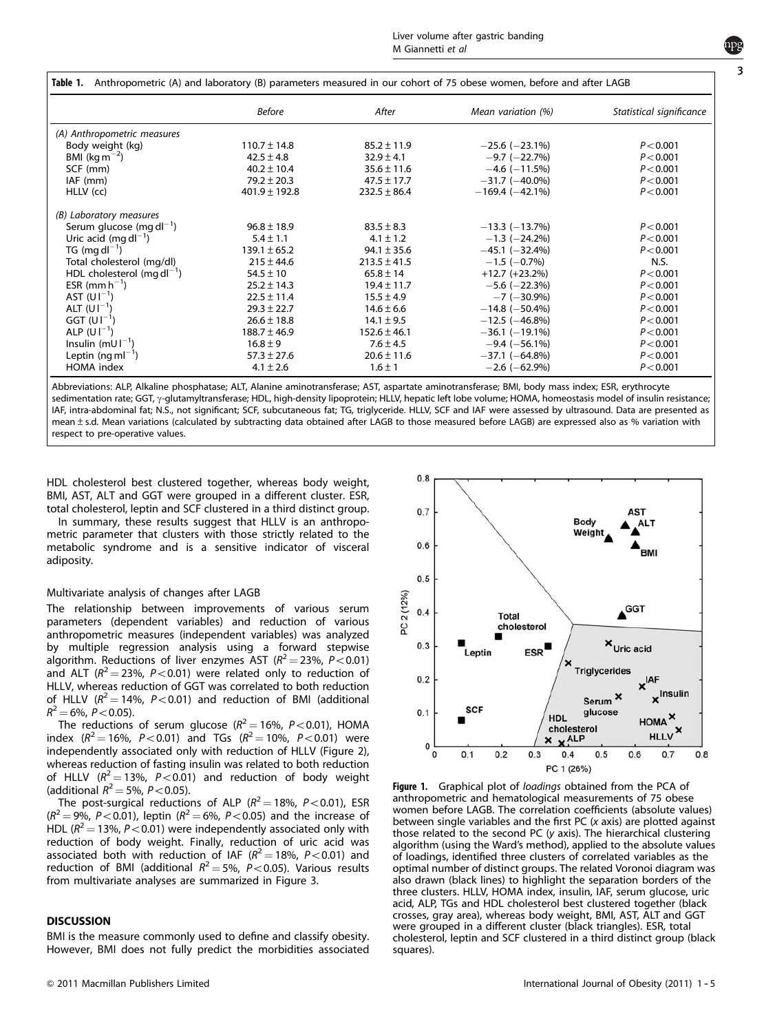**Table 1.** Anthropometric (A) and laboratory (B) parameters measured in our cohort of 75 obese women, before and after LAGB

| | *Before* | *After* | *Mean variation (%)* | *Statistical significance* |
|---|---|---|---|---|
| *(A) Anthropometric measures* | | | | |
| Body weight (kg) | 110.7 ± 14.8 | 85.2 ± 11.9 | −25.6 (−23.1%) | $P<0.001$ |
| BMI (kg m$^{-2}$) | 42.5 ± 4.8 | 32.9 ± 4.1 | −9.7 (−22.7%) | $P<0.001$ |
| SCF (mm) | 40.2 ± 10.4 | 35.6 ± 11.6 | −4.6 (−11.5%) | $P<0.001$ |
| IAF (mm) | 79.2 ± 20.3 | 47.5 ± 17.7 | −31.7 (−40.0%) | $P<0.001$ |
| HLLV (cc) | 401.9 ± 192.8 | 232.5 ± 86.4 | −169.4 (−42.1%) | $P<0.001$ |
| *(B) Laboratory measures* | | | | |
| Serum glucose (mg dl$^{-1}$) | 96.8 ± 18.9 | 83.5 ± 8.3 | −13.3 (−13.7%) | $P<0.001$ |
| Uric acid (mg dl$^{-1}$) | 5.4 ± 1.1 | 4.1 ± 1.2 | −1.3 (−24.2%) | $P<0.001$ |
| TG (mg dl$^{-1}$) | 139.1 ± 65.2 | 94.1 ± 35.6 | −45.1 (−32.4%) | $P<0.001$ |
| Total cholesterol (mg/dl) | 215 ± 44.6 | 213.5 ± 41.5 | −1.5 (−0.7%) | N.S. |
| HDL cholesterol (mg dl$^{-1}$) | 54.5 ± 10 | 65.8 ± 14 | +12.7 (+23.2%) | $P<0.001$ |
| ESR (mm h$^{-1}$) | 25.2 ± 14.3 | 19.4 ± 11.7 | −5.6 (−22.3%) | $P<0.001$ |
| AST (U l$^{-1}$) | 22.5 ± 11.4 | 15.5 ± 4.9 | −7 (−30.9%) | $P<0.001$ |
| ALT (U l$^{-1}$) | 29.3 ± 22.7 | 14.6 ± 6.6 | −14.8 (−50.4%) | $P<0.001$ |
| GGT (U l$^{-1}$) | 26.6 ± 18.8 | 14.1 ± 9.5 | −12.5 (−46.8%) | $P<0.001$ |
| ALP (U l$^{-1}$) | 188.7 ± 46.9 | 152.6 ± 46.1 | −36.1 (−19.1%) | $P<0.001$ |
| Insulin (mU l$^{-1}$) | 16.8 ± 9 | 7.6 ± 4.5 | −9.4 (−56.1%) | $P<0.001$ |
| Leptin (ng ml$^{-1}$) | 57.3 ± 27.6 | 20.6 ± 11.6 | −37.1 (−64.8%) | $P<0.001$ |
| HOMA index | 4.1 ± 2.6 | 1.6 ± 1 | −2.6 (−62.9%) | $P<0.001$ |

Abbreviations: ALP, Alkaline phosphatase; ALT, Alanine aminotransferase; AST, aspartate aminotransferase; BMI, body mass index; ESR, erythrocyte sedimentation rate; GGT, γ-glutamyltransferase; HDL, high-density lipoprotein; HLLV, hepatic left lobe volume; HOMA, homeostasis model of insulin resistance; IAF, intra-abdominal fat; N.S., not significant; SCF, subcutaneous fat; TG, triglyceride. HLLV, SCF and IAF were assessed by ultrasound. Data are presented as mean ± s.d. Mean variations (calculated by subtracting data obtained after LAGB to those measured before LAGB) are expressed also as % variation with respect to pre-operative values.

HDL cholesterol best clustered together, whereas body weight, BMI, AST, ALT and GGT were grouped in a different cluster. ESR, total cholesterol, leptin and SCF clustered in a third distinct group.

In summary, these results suggest that HLLV is an anthropometric parameter that clusters with those strictly related to the metabolic syndrome and is a sensitive indicator of visceral adiposity.

### Multivariate analysis of changes after LAGB

The relationship between improvements of various serum parameters (dependent variables) and reduction of various anthropometric measures (independent variables) was analyzed by multiple regression analysis using a forward stepwise algorithm. Reductions of liver enzymes AST ($R^2=23\%$, $P<0.01$) and ALT ($R^2=23\%$, $P<0.01$) were related only to reduction of HLLV, whereas reduction of GGT was correlated to both reduction of HLLV ($R^2=14\%$, $P<0.01$) and reduction of BMI (additional $R^2=6\%$, $P<0.05$).

The reductions of serum glucose ($R^2=16\%$, $P<0.01$), HOMA index ($R^2=16\%$, $P<0.01$) and TGs ($R^2=10\%$, $P<0.01$) were independently associated only with reduction of HLLV (Figure 2), whereas reduction of fasting insulin was related to both reduction of HLLV ($R^2=13\%$, $P<0.01$) and reduction of body weight (additional $R^2=5\%$, $P<0.05$).

The post-surgical reductions of ALP ($R^2=18\%$, $P<0.01$), ESR ($R^2=9\%$, $P<0.01$), leptin ($R^2=6\%$, $P<0.05$) and the increase of HDL ($R^2=13\%$, $P<0.01$) were independently associated only with reduction of body weight. Finally, reduction of uric acid was associated both with reduction of IAF ($R^2=18\%$, $P<0.01$) and reduction of BMI (additional $R^2=5\%$, $P<0.05$). Various results from multivariate analyses are summarized in Figure 3.

**Figure 1.** Graphical plot of *loadings* obtained from the PCA of anthropometric and hematological measurements of 75 obese women before LAGB. The correlation coefficients (absolute values) between single variables and the first PC (*x* axis) are plotted against those related to the second PC (*y* axis). The hierarchical clustering algorithm (using the Ward's method), applied to the absolute values of loadings, identified three clusters of correlated variables as the optimal number of distinct groups. The related Voronoi diagram was also drawn (black lines) to highlight the separation borders of the three clusters. HLLV, HOMA index, insulin, IAF, serum glucose, uric acid, ALP, TGs and HDL cholesterol best clustered together (black crosses, gray area), whereas body weight, BMI, AST, ALT and GGT were grouped in a different cluster (black triangles). ESR, total cholesterol, leptin and SCF clustered in a third distinct group (black squares).

## DISCUSSION

BMI is the measure commonly used to define and classify obesity. However, BMI does not fully predict the morbidities associated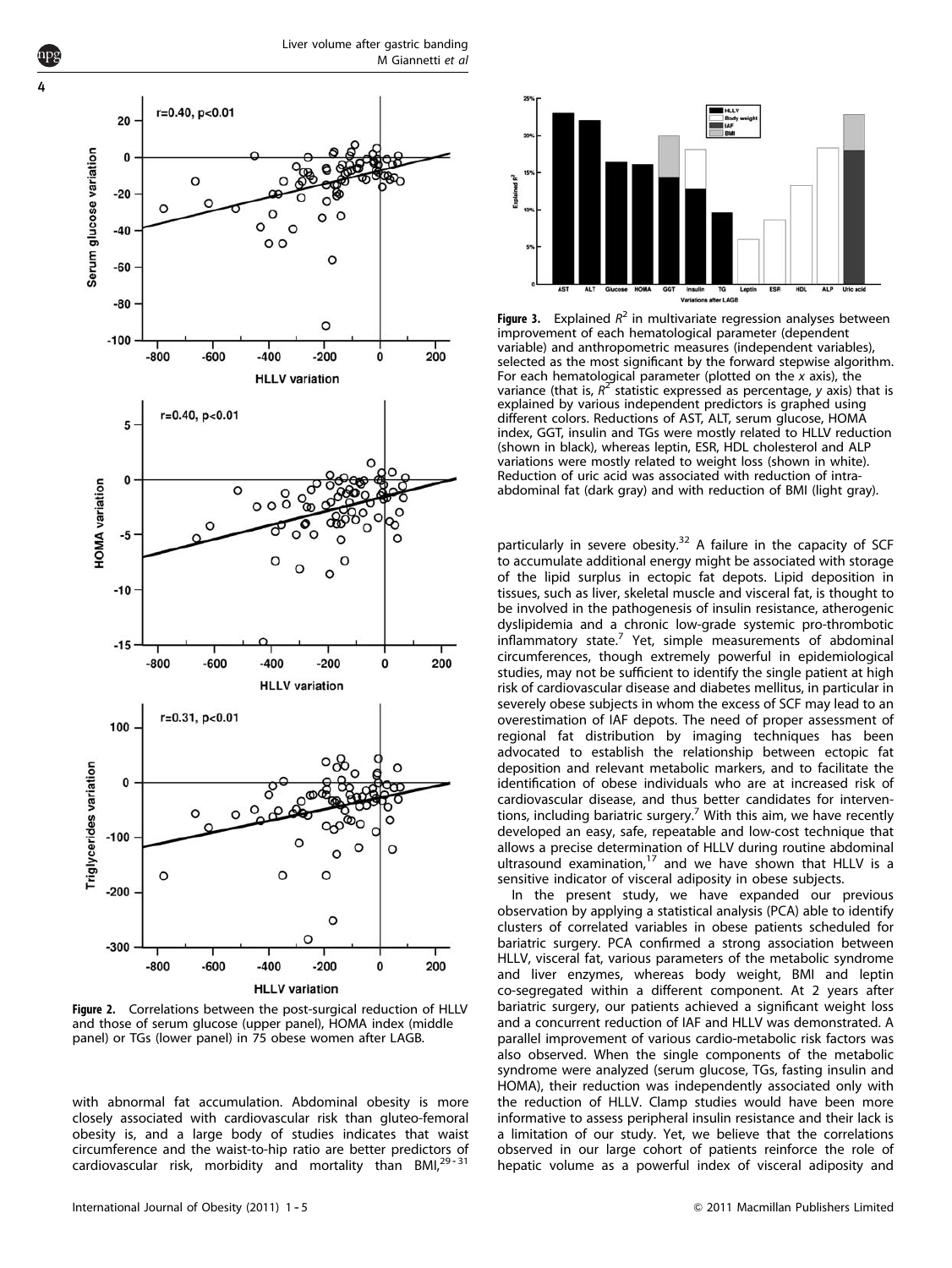r=0.40, p<0.01

Serum glucose variation

HLLV variation

r=0.40, p<0.01

HOMA variation

HLLV variation

r=0.31, p<0.01

Triglycerides variation

HLLV variation

**Figure 2.** Correlations between the post-surgical reduction of HLLV and those of serum glucose (upper panel), HOMA index (middle panel) or TGs (lower panel) in 75 obese women after LAGB.

HLLV

Body weight

IAF

BMI

Explained $R^2$

AST ALT Glucose HOMA GGT Insulin TG Leptin ESR HDL ALP Uric acid

Variations after LAGB

**Figure 3.** Explained $R^2$ in multivariate regression analyses between improvement of each hematological parameter (dependent variable) and anthropometric measures (independent variables), selected as the most significant by the forward stepwise algorithm. For each hematological parameter (plotted on the $x$ axis), the variance (that is, $R^2$ statistic expressed as percentage, $y$ axis) that is explained by various independent predictors is graphed using different colors. Reductions of AST, ALT, serum glucose, HOMA index, GGT, insulin and TGs were mostly related to HLLV reduction (shown in black), whereas leptin, ESR, HDL cholesterol and ALP variations were mostly related to weight loss (shown in white). Reduction of uric acid was associated with reduction of intra-abdominal fat (dark gray) and with reduction of BMI (light gray).

with abnormal fat accumulation. Abdominal obesity is more closely associated with cardiovascular risk than gluteo-femoral obesity is, and a large body of studies indicates that waist circumference and the waist-to-hip ratio are better predictors of cardiovascular risk, morbidity and mortality than BMI,[29-31] particularly in severe obesity.[32] A failure in the capacity of SCF to accumulate additional energy might be associated with storage of the lipid surplus in ectopic fat depots. Lipid deposition in tissues, such as liver, skeletal muscle and visceral fat, is thought to be involved in the pathogenesis of insulin resistance, atherogenic dyslipidemia and a chronic low-grade systemic pro-thrombotic inflammatory state.[7] Yet, simple measurements of abdominal circumferences, though extremely powerful in epidemiological studies, may not be sufficient to identify the single patient at high risk of cardiovascular disease and diabetes mellitus, in particular in severely obese subjects in whom the excess of SCF may lead to an overestimation of IAF depots. The need of proper assessment of regional fat distribution by imaging techniques has been advocated to establish the relationship between ectopic fat deposition and relevant metabolic markers, and to facilitate the identification of obese individuals who are at increased risk of cardiovascular disease, and thus better candidates for interventions, including bariatric surgery.[7] With this aim, we have recently developed an easy, safe, repeatable and low-cost technique that allows a precise determination of HLLV during routine abdominal ultrasound examination,[17] and we have shown that HLLV is a sensitive indicator of visceral adiposity in obese subjects.

In the present study, we have expanded our previous observation by applying a statistical analysis (PCA) able to identify clusters of correlated variables in obese patients scheduled for bariatric surgery. PCA confirmed a strong association between HLLV, visceral fat, various parameters of the metabolic syndrome and liver enzymes, whereas body weight, BMI and leptin co-segregated within a different component. At 2 years after bariatric surgery, our patients achieved a significant weight loss and a concurrent reduction of IAF and HLLV was demonstrated. A parallel improvement of various cardio-metabolic risk factors was also observed. When the single components of the metabolic syndrome were analyzed (serum glucose, TGs, fasting insulin and HOMA), their reduction was independently associated only with the reduction of HLLV. Clamp studies would have been more informative to assess peripheral insulin resistance and their lack is a limitation of our study. Yet, we believe that the correlations observed in our large cohort of patients reinforce the role of hepatic volume as a powerful index of visceral adiposity and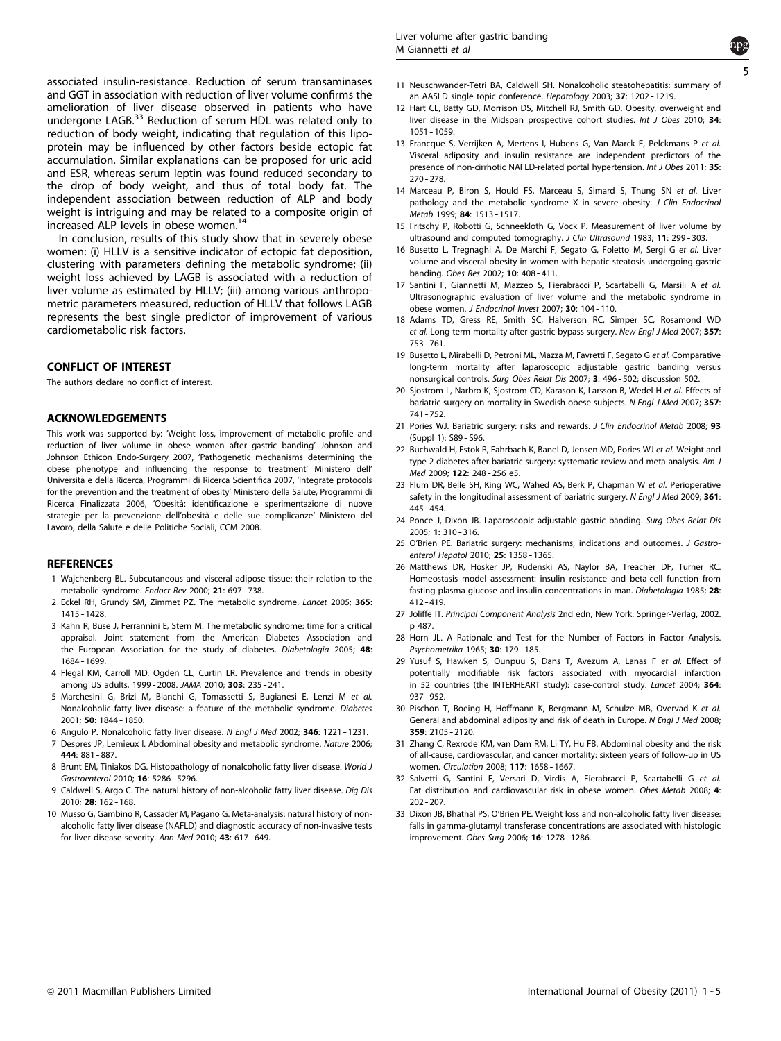associated insulin-resistance. Reduction of serum transaminases and GGT in association with reduction of liver volume confirms the amelioration of liver disease observed in patients who have undergone LAGB.[33] Reduction of serum HDL was related only to reduction of body weight, indicating that regulation of this lipoprotein may be influenced by other factors beside ectopic fat accumulation. Similar explanations can be proposed for uric acid and ESR, whereas serum leptin was found reduced secondary to the drop of body weight, and thus of total body fat. The independent association between reduction of ALP and body weight is intriguing and may be related to a composite origin of increased ALP levels in obese women.[14]

In conclusion, results of this study show that in severely obese women: (i) HLLV is a sensitive indicator of ectopic fat deposition, clustering with parameters defining the metabolic syndrome; (ii) weight loss achieved by LAGB is associated with a reduction of liver volume as estimated by HLLV; (iii) among various anthropometric parameters measured, reduction of HLLV that follows LAGB represents the best single predictor of improvement of various cardiometabolic risk factors.

## CONFLICT OF INTEREST

The authors declare no conflict of interest.

## ACKNOWLEDGEMENTS

This work was supported by: 'Weight loss, improvement of metabolic profile and reduction of liver volume in obese women after gastric banding' Johnson and Johnson Ethicon Endo-Surgery 2007, 'Pathogenetic mechanisms determining the obese phenotype and influencing the response to treatment' Ministero dell' Università e della Ricerca, Programmi di Ricerca Scientifica 2007, 'Integrate protocols for the prevention and the treatment of obesity' Ministero della Salute, Programmi di Ricerca Finalizzata 2006, 'Obesità: identificazione e sperimentazione di nuove strategie per la prevenzione dell'obesità e delle sue complicanze' Ministero del Lavoro, della Salute e delle Politiche Sociali, CCM 2008.

## REFERENCES

1 Wajchenberg BL. Subcutaneous and visceral adipose tissue: their relation to the metabolic syndrome. *Endocr Rev* 2000; **21**: 697–738.
2 Eckel RH, Grundy SM, Zimmet PZ. The metabolic syndrome. *Lancet* 2005; **365**: 1415–1428.
3 Kahn R, Buse J, Ferrannini E, Stern M. The metabolic syndrome: time for a critical appraisal. Joint statement from the American Diabetes Association and the European Association for the study of diabetes. *Diabetologia* 2005; **48**: 1684–1699.
4 Flegal KM, Carroll MD, Ogden CL, Curtin LR. Prevalence and trends in obesity among US adults, 1999–2008. *JAMA* 2010; **303**: 235–241.
5 Marchesini G, Brizi M, Bianchi G, Tomassetti S, Bugianesi E, Lenzi M *et al.* Nonalcoholic fatty liver disease: a feature of the metabolic syndrome. *Diabetes* 2001; **50**: 1844–1850.
6 Angulo P. Nonalcoholic fatty liver disease. *N Engl J Med* 2002; **346**: 1221–1231.
7 Despres JP, Lemieux I. Abdominal obesity and metabolic syndrome. *Nature* 2006; **444**: 881–887.
8 Brunt EM, Tiniakos DG. Histopathology of nonalcoholic fatty liver disease. *World J Gastroenterol* 2010; **16**: 5286–5296.
9 Caldwell S, Argo C. The natural history of non-alcoholic fatty liver disease. *Dig Dis* 2010; **28**: 162–168.
10 Musso G, Gambino R, Cassader M, Pagano G. Meta-analysis: natural history of non-alcoholic fatty liver disease (NAFLD) and diagnostic accuracy of non-invasive tests for liver disease severity. *Ann Med* 2010; **43**: 617–649.
11 Neuschwander-Tetri BA, Caldwell SH. Nonalcoholic steatohepatitis: summary of an AASLD single topic conference. *Hepatology* 2003; **37**: 1202–1219.
12 Hart CL, Batty GD, Morrison DS, Mitchell RJ, Smith GD. Obesity, overweight and liver disease in the Midspan prospective cohort studies. *Int J Obes* 2010; **34**: 1051–1059.
13 Francque S, Verrijken A, Mertens I, Hubens G, Van Marck E, Pelckmans P *et al.* Visceral adiposity and insulin resistance are independent predictors of the presence of non-cirrhotic NAFLD-related portal hypertension. *Int J Obes* 2011; **35**: 270–278.
14 Marceau P, Biron S, Hould FS, Marceau S, Simard S, Thung SN *et al.* Liver pathology and the metabolic syndrome X in severe obesity. *J Clin Endocrinol Metab* 1999; **84**: 1513–1517.
15 Fritschy P, Robotti G, Schneekloth G, Vock P. Measurement of liver volume by ultrasound and computed tomography. *J Clin Ultrasound* 1983; **11**: 299–303.
16 Busetto L, Tregnaghi A, De Marchi F, Segato G, Foletto M, Sergi G *et al.* Liver volume and visceral obesity in women with hepatic steatosis undergoing gastric banding. *Obes Res* 2002; **10**: 408–411.
17 Santini F, Giannetti M, Mazzeo S, Fierabracci P, Scartabelli G, Marsili A *et al.* Ultrasonographic evaluation of liver volume and the metabolic syndrome in obese women. *J Endocrinol Invest* 2007; **30**: 104–110.
18 Adams TD, Gress RE, Smith SC, Halverson RC, Simper SC, Rosamond WD *et al.* Long-term mortality after gastric bypass surgery. *New Engl J Med* 2007; **357**: 753–761.
19 Busetto L, Mirabelli D, Petroni ML, Mazza M, Favretti F, Segato G *et al.* Comparative long-term mortality after laparoscopic adjustable gastric banding versus nonsurgical controls. *Surg Obes Relat Dis* 2007; **3**: 496–502; discussion 502.
20 Sjostrom L, Narbro K, Sjostrom CD, Karason K, Larsson B, Wedel H *et al.* Effects of bariatric surgery on mortality in Swedish obese subjects. *N Engl J Med* 2007; **357**: 741–752.
21 Pories WJ. Bariatric surgery: risks and rewards. *J Clin Endocrinol Metab* 2008; **93** (Suppl 1): S89–S96.
22 Buchwald H, Estok R, Fahrbach K, Banel D, Jensen MD, Pories WJ *et al.* Weight and type 2 diabetes after bariatric surgery: systematic review and meta-analysis. *Am J Med* 2009; **122**: 248–256 e5.
23 Flum DR, Belle SH, King WC, Wahed AS, Berk P, Chapman W *et al.* Perioperative safety in the longitudinal assessment of bariatric surgery. *N Engl J Med* 2009; **361**: 445–454.
24 Ponce J, Dixon JB. Laparoscopic adjustable gastric banding. *Surg Obes Relat Dis* 2005; **1**: 310–316.
25 O'Brien PE. Bariatric surgery: mechanisms, indications and outcomes. *J Gastroenterol Hepatol* 2010; **25**: 1358–1365.
26 Matthews DR, Hosker JP, Rudenski AS, Naylor BA, Treacher DF, Turner RC. Homeostasis model assessment: insulin resistance and beta-cell function from fasting plasma glucose and insulin concentrations in man. *Diabetologia* 1985; **28**: 412–419.
27 Joliffe IT. *Principal Component Analysis* 2nd edn, New York: Springer-Verlag, 2002. p 487.
28 Horn JL. A Rationale and Test for the Number of Factors in Factor Analysis. *Psychometrika* 1965; **30**: 179–185.
29 Yusuf S, Hawken S, Ounpuu S, Dans T, Avezum A, Lanas F *et al.* Effect of potentially modifiable risk factors associated with myocardial infarction in 52 countries (the INTERHEART study): case-control study. *Lancet* 2004; **364**: 937–952.
30 Pischon T, Boeing H, Hoffmann K, Bergmann M, Schulze MB, Overvad K *et al.* General and abdominal adiposity and risk of death in Europe. *N Engl J Med* 2008; **359**: 2105–2120.
31 Zhang C, Rexrode KM, van Dam RM, Li TY, Hu FB. Abdominal obesity and the risk of all-cause, cardiovascular, and cancer mortality: sixteen years of follow-up in US women. *Circulation* 2008; **117**: 1658–1667.
32 Salvetti G, Santini F, Versari D, Virdis A, Fierabracci P, Scartabelli G *et al.* Fat distribution and cardiovascular risk in obese women. *Obes Metab* 2008; **4**: 202–207.
33 Dixon JB, Bhathal PS, O'Brien PE. Weight loss and non-alcoholic fatty liver disease: falls in gamma-glutamyl transferase concentrations are associated with histologic improvement. *Obes Surg* 2006; **16**: 1278–1286.